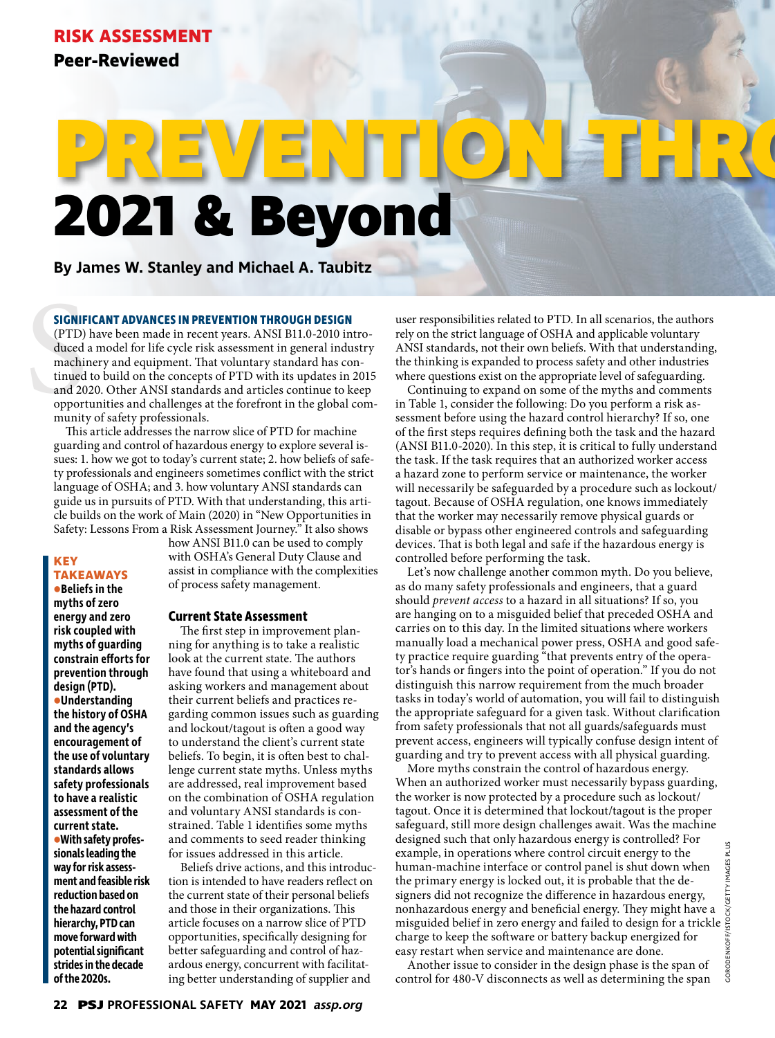RISK ASSESSMENT

Peer-Reviewed

# PREVENTION THROUGH DESIGN
# 2021 & Beyond

**By James W. Stanley and Michael A. Taubitz**

**KEY TAKEAWAYS**

- **Beliefs in the myths of zero energy and zero risk coupled with myths of guarding constrain efforts for prevention through design (PTD).**
- **Understanding the history of OSHA and the agency's encouragement of the use of voluntary standards allows safety professionals to have a realistic assessment of the current state.**
- **With safety professionals leading the way for risk assessment and feasible risk reduction based on the hazard control hierarchy, PTD can move forward with potential significant strides in the decade of the 2020s.**

SIGNIFICANT ADVANCES IN PREVENTION THROUGH DESIGN (PTD) have been made in recent years. ANSI B11.0-2010 introduced a model for life cycle risk assessment in general industry machinery and equipment. That voluntary standard has continued to build on the concepts of PTD with its updates in 2015 and 2020. Other ANSI standards and articles continue to keep opportunities and challenges at the forefront in the global community of safety professionals.

This article addresses the narrow slice of PTD for machine guarding and control of hazardous energy to explore several issues: 1. how we got to today's current state; 2. how beliefs of safety professionals and engineers sometimes conflict with the strict language of OSHA; and 3. how voluntary ANSI standards can guide us in pursuits of PTD. With that understanding, this article builds on the work of Main (2020) in "New Opportunities in Safety: Lessons From a Risk Assessment Journey." It also shows how ANSI B11.0 can be used to comply with OSHA's General Duty Clause and assist in compliance with the complexities of process safety management.

## Current State Assessment

The first step in improvement planning for anything is to take a realistic look at the current state. The authors have found that using a whiteboard and asking workers and management about their current beliefs and practices regarding common issues such as guarding and lockout/tagout is often a good way to understand the client's current state beliefs. To begin, it is often best to challenge current state myths. Unless myths are addressed, real improvement based on the combination of OSHA regulation and voluntary ANSI standards is constrained. Table 1 identifies some myths and comments to seed reader thinking for issues addressed in this article.

Beliefs drive actions, and this introduction is intended to have readers reflect on the current state of their personal beliefs and those in their organizations. This article focuses on a narrow slice of PTD opportunities, specifically designing for better safeguarding and control of hazardous energy, concurrent with facilitating better understanding of supplier and user responsibilities related to PTD. In all scenarios, the authors rely on the strict language of OSHA and applicable voluntary ANSI standards, not their own beliefs. With that understanding, the thinking is expanded to process safety and other industries where questions exist on the appropriate level of safeguarding.

Continuing to expand on some of the myths and comments in Table 1, consider the following: Do you perform a risk assessment before using the hazard control hierarchy? If so, one of the first steps requires defining both the task and the hazard (ANSI B11.0-2020). In this step, it is critical to fully understand the task. If the task requires that an authorized worker access a hazard zone to perform service or maintenance, the worker will necessarily be safeguarded by a procedure such as lockout/tagout. Because of OSHA regulation, one knows immediately that the worker may necessarily remove physical guards or disable or bypass other engineered controls and safeguarding devices. That is both legal and safe if the hazardous energy is controlled before performing the task.

Let's now challenge another common myth. Do you believe, as do many safety professionals and engineers, that a guard should *prevent access* to a hazard in all situations? If so, you are hanging on to a misguided belief that preceded OSHA and carries on to this day. In the limited situations where workers manually load a mechanical power press, OSHA and good safety practice require guarding "that prevents entry of the operator's hands or fingers into the point of operation." If you do not distinguish this narrow requirement from the much broader tasks in today's world of automation, you will fail to distinguish the appropriate safeguard for a given task. Without clarification from safety professionals that not all guards/safeguards must prevent access, engineers will typically confuse design intent of guarding and try to prevent access with all physical guarding.

More myths constrain the control of hazardous energy. When an authorized worker must necessarily bypass guarding, the worker is now protected by a procedure such as lockout/tagout. Once it is determined that lockout/tagout is the proper safeguard, still more design challenges await. Was the machine designed such that only hazardous energy is controlled? For example, in operations where control circuit energy to the human-machine interface or control panel is shut down when the primary energy is locked out, it is probable that the designers did not recognize the difference in hazardous energy, nonhazardous energy and beneficial energy. They might have a misguided belief in zero energy and failed to design for a trickle charge to keep the software or battery backup energized for easy restart when service and maintenance are done.

Another issue to consider in the design phase is the span of control for 480-V disconnects as well as determining the span

GORODENKOFF/ISTOCK/GETTY IMAGES PLUS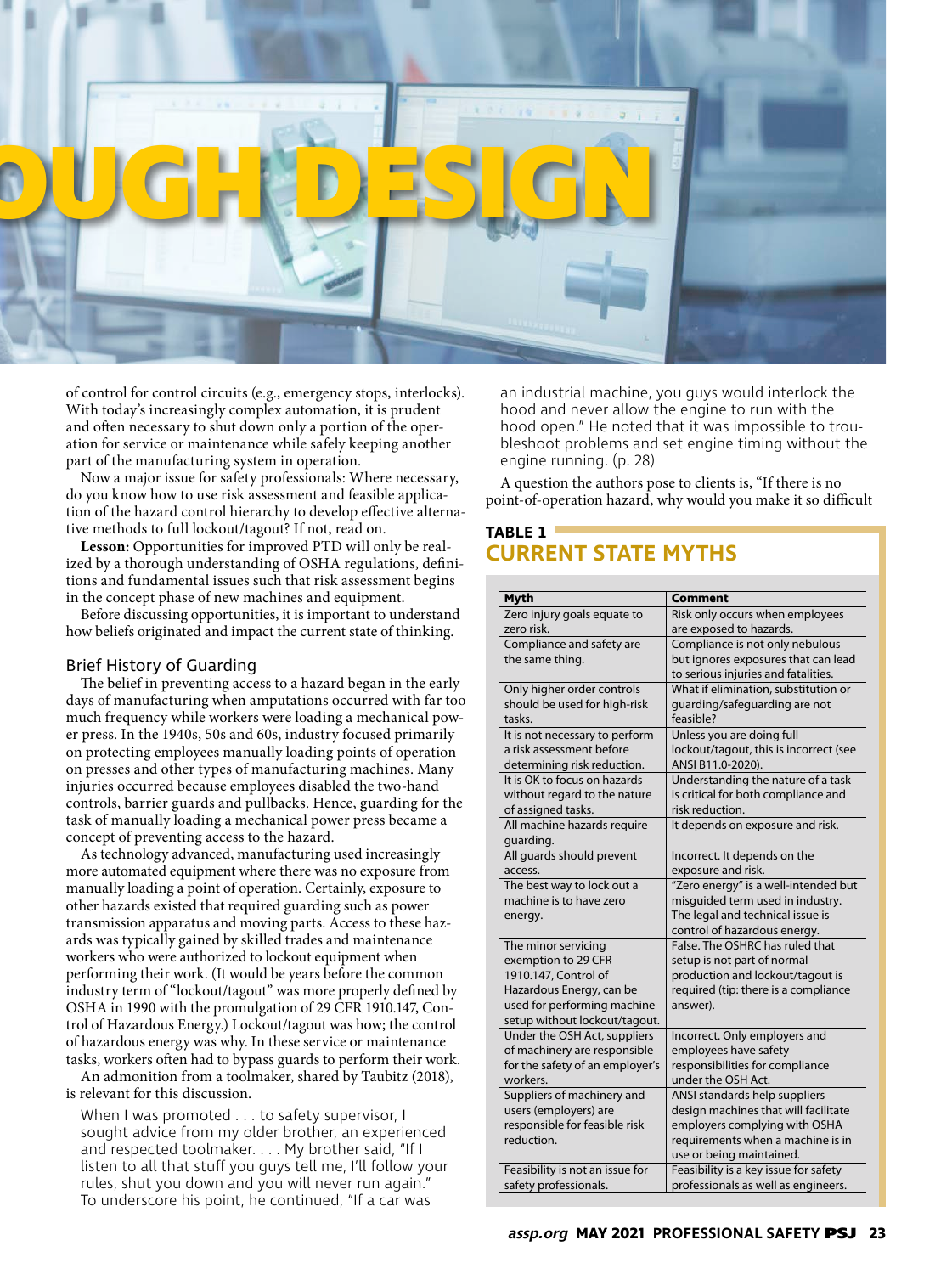OUGH DESIGN

of control for control circuits (e.g., emergency stops, interlocks). With today's increasingly complex automation, it is prudent and often necessary to shut down only a portion of the operation for service or maintenance while safely keeping another part of the manufacturing system in operation.

Now a major issue for safety professionals: Where necessary, do you know how to use risk assessment and feasible application of the hazard control hierarchy to develop effective alternative methods to full lockout/tagout? If not, read on.

**Lesson:** Opportunities for improved PTD will only be realized by a thorough understanding of OSHA regulations, definitions and fundamental issues such that risk assessment begins in the concept phase of new machines and equipment.

Before discussing opportunities, it is important to understand how beliefs originated and impact the current state of thinking.

## Brief History of Guarding

The belief in preventing access to a hazard began in the early days of manufacturing when amputations occurred with far too much frequency while workers were loading a mechanical power press. In the 1940s, 50s and 60s, industry focused primarily on protecting employees manually loading points of operation on presses and other types of manufacturing machines. Many injuries occurred because employees disabled the two-hand controls, barrier guards and pullbacks. Hence, guarding for the task of manually loading a mechanical power press became a concept of preventing access to the hazard.

As technology advanced, manufacturing used increasingly more automated equipment where there was no exposure from manually loading a point of operation. Certainly, exposure to other hazards existed that required guarding such as power transmission apparatus and moving parts. Access to these hazards was typically gained by skilled trades and maintenance workers who were authorized to lockout equipment when performing their work. (It would be years before the common industry term of "lockout/tagout" was more properly defined by OSHA in 1990 with the promulgation of 29 CFR 1910.147, Control of Hazardous Energy.) Lockout/tagout was how; the control of hazardous energy was why. In these service or maintenance tasks, workers often had to bypass guards to perform their work.

An admonition from a toolmaker, shared by Taubitz (2018), is relevant for this discussion.

> When I was promoted . . . to safety supervisor, I sought advice from my older brother, an experienced and respected toolmaker. . . . My brother said, "If I listen to all that stuff you guys tell me, I'll follow your rules, shut you down and you will never run again." To underscore his point, he continued, "If a car was an industrial machine, you guys would interlock the hood and never allow the engine to run with the hood open." He noted that it was impossible to troubleshoot problems and set engine timing without the engine running. (p. 28)

A question the authors pose to clients is, "If there is no point-of-operation hazard, why would you make it so difficult

### TABLE 1
### CURRENT STATE MYTHS

| Myth | Comment |
|---|---|
| Zero injury goals equate to zero risk. | Risk only occurs when employees are exposed to hazards. |
| Compliance and safety are the same thing. | Compliance is not only nebulous but ignores exposures that can lead to serious injuries and fatalities. |
| Only higher order controls should be used for high-risk tasks. | What if elimination, substitution or guarding/safeguarding are not feasible? |
| It is not necessary to perform a risk assessment before determining risk reduction. | Unless you are doing full lockout/tagout, this is incorrect (see ANSI B11.0-2020). |
| It is OK to focus on hazards without regard to the nature of assigned tasks. | Understanding the nature of a task is critical for both compliance and risk reduction. |
| All machine hazards require guarding. | It depends on exposure and risk. |
| All guards should prevent access. | Incorrect. It depends on the exposure and risk. |
| The best way to lock out a machine is to have zero energy. | "Zero energy" is a well-intended but misguided term used in industry. The legal and technical issue is control of hazardous energy. |
| The minor servicing exemption to 29 CFR 1910.147, Control of Hazardous Energy, can be used for performing machine setup without lockout/tagout. | False. The OSHRC has ruled that setup is not part of normal production and lockout/tagout is required (tip: there is a compliance answer). |
| Under the OSH Act, suppliers of machinery are responsible for the safety of an employer's workers. | Incorrect. Only employers and employees have safety responsibilities for compliance under the OSH Act. |
| Suppliers of machinery and users (employers) are responsible for feasible risk reduction. | ANSI standards help suppliers design machines that will facilitate employers complying with OSHA requirements when a machine is in use or being maintained. |
| Feasibility is not an issue for safety professionals. | Feasibility is a key issue for safety professionals as well as engineers. |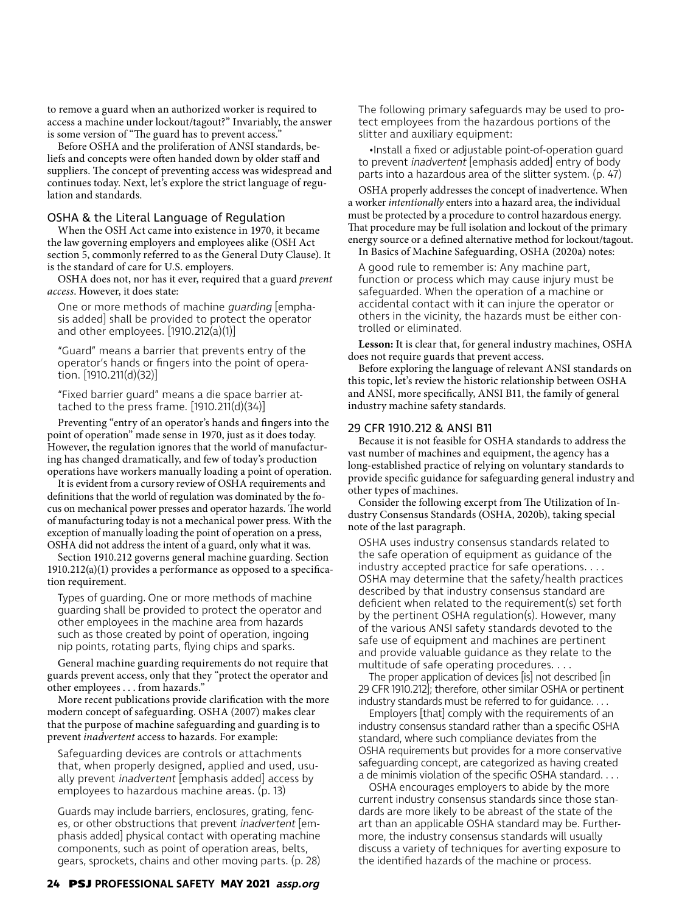to remove a guard when an authorized worker is required to access a machine under lockout/tagout?" Invariably, the answer is some version of "The guard has to prevent access."

Before OSHA and the proliferation of ANSI standards, beliefs and concepts were often handed down by older staff and suppliers. The concept of preventing access was widespread and continues today. Next, let's explore the strict language of regulation and standards.

## OSHA & the Literal Language of Regulation

When the OSH Act came into existence in 1970, it became the law governing employers and employees alike (OSH Act section 5, commonly referred to as the General Duty Clause). It is the standard of care for U.S. employers.

OSHA does not, nor has it ever, required that a guard *prevent access*. However, it does state:

> One or more methods of machine *guarding* [emphasis added] shall be provided to protect the operator and other employees. [1910.212(a)(1)]

> "Guard" means a barrier that prevents entry of the operator's hands or fingers into the point of operation. [1910.211(d)(32)]

> "Fixed barrier guard" means a die space barrier attached to the press frame. [1910.211(d)(34)]

Preventing "entry of an operator's hands and fingers into the point of operation" made sense in 1970, just as it does today. However, the regulation ignores that the world of manufacturing has changed dramatically, and few of today's production operations have workers manually loading a point of operation.

It is evident from a cursory review of OSHA requirements and definitions that the world of regulation was dominated by the focus on mechanical power presses and operator hazards. The world of manufacturing today is not a mechanical power press. With the exception of manually loading the point of operation on a press, OSHA did not address the intent of a guard, only what it was.

Section 1910.212 governs general machine guarding. Section 1910.212(a)(1) provides a performance as opposed to a specification requirement.

> Types of guarding. One or more methods of machine guarding shall be provided to protect the operator and other employees in the machine area from hazards such as those created by point of operation, ingoing nip points, rotating parts, flying chips and sparks.

General machine guarding requirements do not require that guards prevent access, only that they "protect the operator and other employees . . . from hazards."

More recent publications provide clarification with the more modern concept of safeguarding. OSHA (2007) makes clear that the purpose of machine safeguarding and guarding is to prevent *inadvertent* access to hazards. For example:

> Safeguarding devices are controls or attachments that, when properly designed, applied and used, usually prevent *inadvertent* [emphasis added] access by employees to hazardous machine areas. (p. 13)

> Guards may include barriers, enclosures, grating, fences, or other obstructions that prevent *inadvertent* [emphasis added] physical contact with operating machine components, such as point of operation areas, belts, gears, sprockets, chains and other moving parts. (p. 28)

> The following primary safeguards may be used to protect employees from the hazardous portions of the slitter and auxiliary equipment:
>
> •Install a fixed or adjustable point-of-operation guard to prevent *inadvertent* [emphasis added] entry of body parts into a hazardous area of the slitter system. (p. 47)

OSHA properly addresses the concept of inadvertence. When a worker *intentionally* enters into a hazard area, the individual must be protected by a procedure to control hazardous energy. That procedure may be full isolation and lockout of the primary energy source or a defined alternative method for lockout/tagout.

In Basics of Machine Safeguarding, OSHA (2020a) notes:

> A good rule to remember is: Any machine part, function or process which may cause injury must be safeguarded. When the operation of a machine or accidental contact with it can injure the operator or others in the vicinity, the hazards must be either controlled or eliminated.

**Lesson:** It is clear that, for general industry machines, OSHA does not require guards that prevent access.

Before exploring the language of relevant ANSI standards on this topic, let's review the historic relationship between OSHA and ANSI, more specifically, ANSI B11, the family of general industry machine safety standards.

## 29 CFR 1910.212 & ANSI B11

Because it is not feasible for OSHA standards to address the vast number of machines and equipment, the agency has a long-established practice of relying on voluntary standards to provide specific guidance for safeguarding general industry and other types of machines.

Consider the following excerpt from The Utilization of Industry Consensus Standards (OSHA, 2020b), taking special note of the last paragraph.

> OSHA uses industry consensus standards related to the safe operation of equipment as guidance of the industry accepted practice for safe operations. . . . OSHA may determine that the safety/health practices described by that industry consensus standard are deficient when related to the requirement(s) set forth by the pertinent OSHA regulation(s). However, many of the various ANSI safety standards devoted to the safe use of equipment and machines are pertinent and provide valuable guidance as they relate to the multitude of safe operating procedures. . . .
>
> The proper application of devices [is] not described [in 29 CFR 1910.212]; therefore, other similar OSHA or pertinent industry standards must be referred to for guidance. . . .
>
> Employers [that] comply with the requirements of an industry consensus standard rather than a specific OSHA standard, where such compliance deviates from the OSHA requirements but provides for a more conservative safeguarding concept, are categorized as having created a de minimis violation of the specific OSHA standard. . . .
>
> OSHA encourages employers to abide by the more current industry consensus standards since those standards are more likely to be abreast of the state of the art than an applicable OSHA standard may be. Furthermore, the industry consensus standards will usually discuss a variety of techniques for averting exposure to the identified hazards of the machine or process.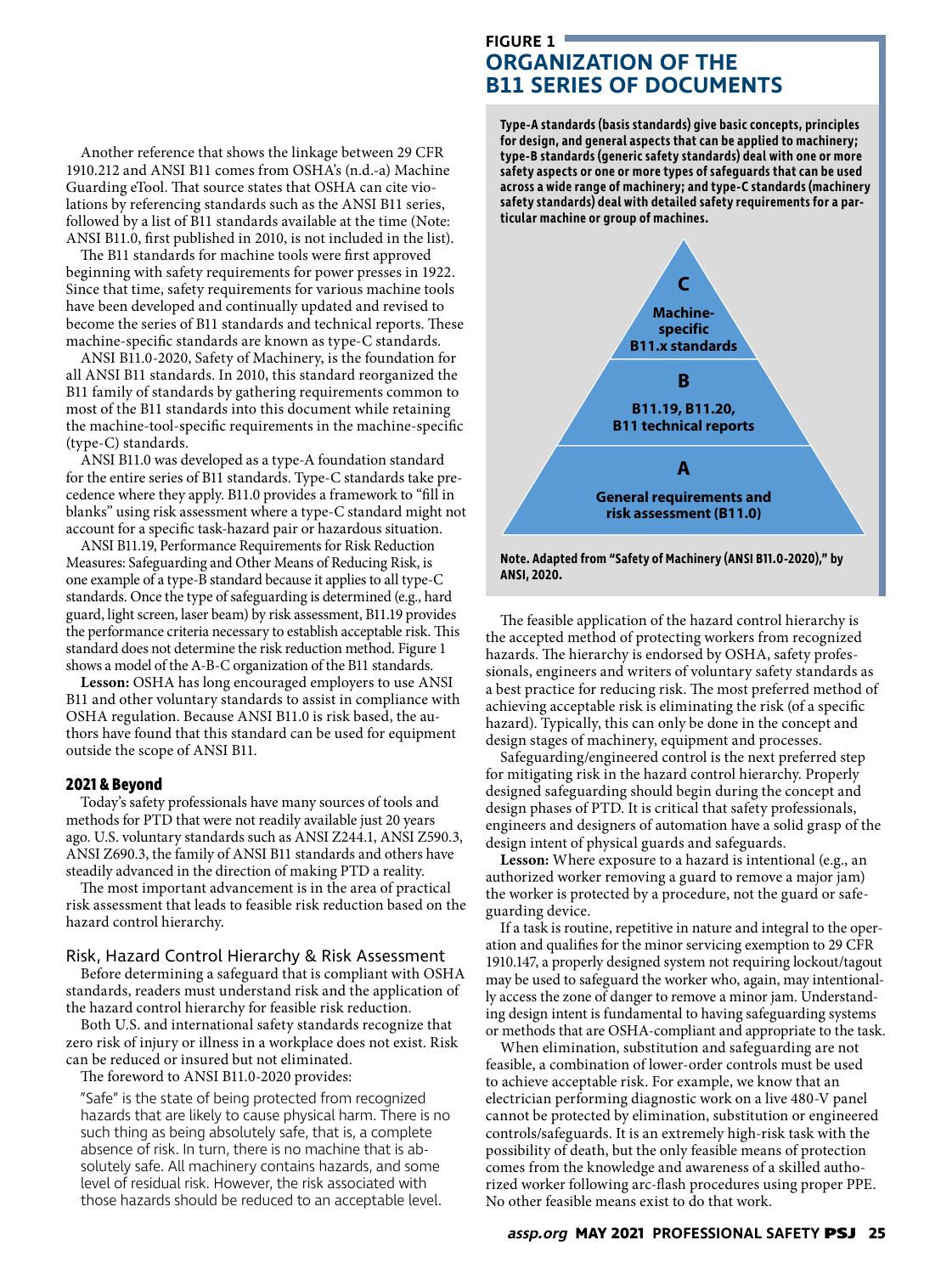Another reference that shows the linkage between 29 CFR 1910.212 and ANSI B11 comes from OSHA's (n.d.-a) Machine Guarding eTool. That source states that OSHA can cite violations by referencing standards such as the ANSI B11 series, followed by a list of B11 standards available at the time (Note: ANSI B11.0, first published in 2010, is not included in the list).

The B11 standards for machine tools were first approved beginning with safety requirements for power presses in 1922. Since that time, safety requirements for various machine tools have been developed and continually updated and revised to become the series of B11 standards and technical reports. These machine-specific standards are known as type-C standards.

ANSI B11.0-2020, Safety of Machinery, is the foundation for all ANSI B11 standards. In 2010, this standard reorganized the B11 family of standards by gathering requirements common to most of the B11 standards into this document while retaining the machine-tool-specific requirements in the machine-specific (type-C) standards.

ANSI B11.0 was developed as a type-A foundation standard for the entire series of B11 standards. Type-C standards take precedence where they apply. B11.0 provides a framework to "fill in blanks" using risk assessment where a type-C standard might not account for a specific task-hazard pair or hazardous situation.

ANSI B11.19, Performance Requirements for Risk Reduction Measures: Safeguarding and Other Means of Reducing Risk, is one example of a type-B standard because it applies to all type-C standards. Once the type of safeguarding is determined (e.g., hard guard, light screen, laser beam) by risk assessment, B11.19 provides the performance criteria necessary to establish acceptable risk. This standard does not determine the risk reduction method. Figure 1 shows a model of the A-B-C organization of the B11 standards.

**Lesson:** OSHA has long encouraged employers to use ANSI B11 and other voluntary standards to assist in compliance with OSHA regulation. Because ANSI B11.0 is risk based, the authors have found that this standard can be used for equipment outside the scope of ANSI B11.

## 2021 & Beyond

Today's safety professionals have many sources of tools and methods for PTD that were not readily available just 20 years ago. U.S. voluntary standards such as ANSI Z244.1, ANSI Z590.3, ANSI Z690.3, the family of ANSI B11 standards and others have steadily advanced in the direction of making PTD a reality.

The most important advancement is in the area of practical risk assessment that leads to feasible risk reduction based on the hazard control hierarchy.

### Risk, Hazard Control Hierarchy & Risk Assessment

Before determining a safeguard that is compliant with OSHA standards, readers must understand risk and the application of the hazard control hierarchy for feasible risk reduction.

Both U.S. and international safety standards recognize that zero risk of injury or illness in a workplace does not exist. Risk can be reduced or insured but not eliminated.

The foreword to ANSI B11.0-2020 provides:

> "Safe" is the state of being protected from recognized hazards that are likely to cause physical harm. There is no such thing as being absolutely safe, that is, a complete absence of risk. In turn, there is no machine that is absolutely safe. All machinery contains hazards, and some level of residual risk. However, the risk associated with those hazards should be reduced to an acceptable level.

**FIGURE 1**
**ORGANIZATION OF THE B11 SERIES OF DOCUMENTS**

**Type-A standards (basis standards) give basic concepts, principles for design, and general aspects that can be applied to machinery; type-B standards (generic safety standards) deal with one or more safety aspects or one or more types of safeguards that can be used across a wide range of machinery; and type-C standards (machinery safety standards) deal with detailed safety requirements for a particular machine or group of machines.**

C — Machine-specific B11.x standards

B — B11.19, B11.20, B11 technical reports

A — General requirements and risk assessment (B11.0)

**Note. Adapted from "Safety of Machinery (ANSI B11.0-2020)," by ANSI, 2020.**

The feasible application of the hazard control hierarchy is the accepted method of protecting workers from recognized hazards. The hierarchy is endorsed by OSHA, safety professionals, engineers and writers of voluntary safety standards as a best practice for reducing risk. The most preferred method of achieving acceptable risk is eliminating the risk (of a specific hazard). Typically, this can only be done in the concept and design stages of machinery, equipment and processes.

Safeguarding/engineered control is the next preferred step for mitigating risk in the hazard control hierarchy. Properly designed safeguarding should begin during the concept and design phases of PTD. It is critical that safety professionals, engineers and designers of automation have a solid grasp of the design intent of physical guards and safeguards.

**Lesson:** Where exposure to a hazard is intentional (e.g., an authorized worker removing a guard to remove a major jam) the worker is protected by a procedure, not the guard or safeguarding device.

If a task is routine, repetitive in nature and integral to the operation and qualifies for the minor servicing exemption to 29 CFR 1910.147, a properly designed system not requiring lockout/tagout may be used to safeguard the worker who, again, may intentionally access the zone of danger to remove a minor jam. Understanding design intent is fundamental to having safeguarding systems or methods that are OSHA-compliant and appropriate to the task.

When elimination, substitution and safeguarding are not feasible, a combination of lower-order controls must be used to achieve acceptable risk. For example, we know that an electrician performing diagnostic work on a live 480-V panel cannot be protected by elimination, substitution or engineered controls/safeguards. It is an extremely high-risk task with the possibility of death, but the only feasible means of protection comes from the knowledge and awareness of a skilled authorized worker following arc-flash procedures using proper PPE. No other feasible means exist to do that work.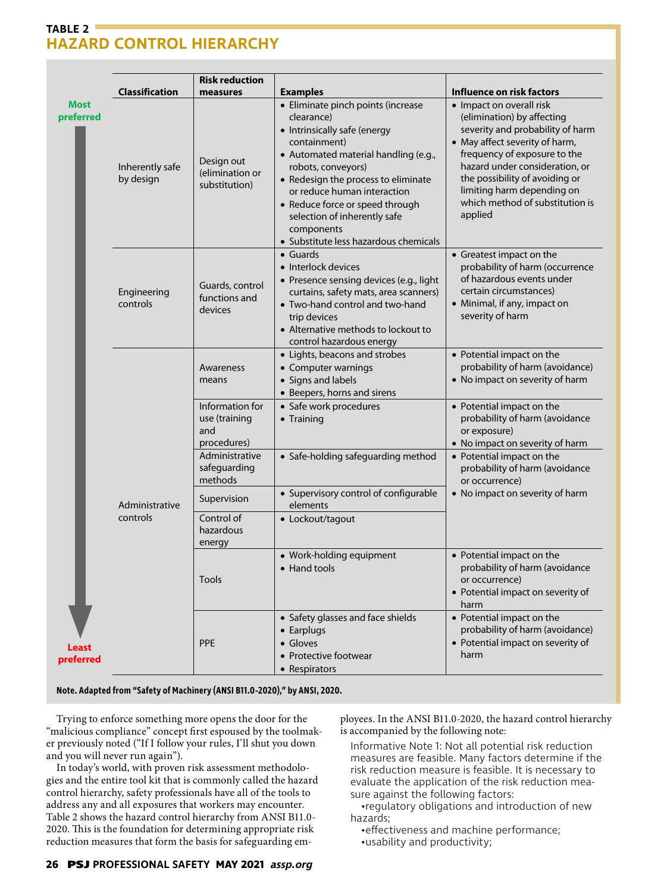**TABLE 2**

## HAZARD CONTROL HIERARCHY

| | Classification | Risk reduction measures | Examples | Influence on risk factors |
|---|---|---|---|---|
| Most preferred | Inherently safe by design | Design out (elimination or substitution) | • Eliminate pinch points (increase clearance) • Intrinsically safe (energy containment) • Automated material handling (e.g., robots, conveyors) • Redesign the process to eliminate or reduce human interaction • Reduce force or speed through selection of inherently safe components • Substitute less hazardous chemicals | • Impact on overall risk (elimination) by affecting severity and probability of harm • May affect severity of harm, frequency of exposure to the hazard under consideration, or the possibility of avoiding or limiting harm depending on which method of substitution is applied |
| | Engineering controls | Guards, control functions and devices | • Guards • Interlock devices • Presence sensing devices (e.g., light curtains, safety mats, area scanners) • Two-hand control and two-hand trip devices • Alternative methods to lockout to control hazardous energy | • Greatest impact on the probability of harm (occurrence of hazardous events under certain circumstances) • Minimal, if any, impact on severity of harm |
| | Administrative controls | Awareness means | • Lights, beacons and strobes • Computer warnings • Signs and labels • Beepers, horns and sirens | • Potential impact on the probability of harm (avoidance) • No impact on severity of harm |
| | | Information for use (training and procedures) | • Safe work procedures • Training | • Potential impact on the probability of harm (avoidance or exposure) • No impact on severity of harm |
| | | Administrative safeguarding methods | • Safe-holding safeguarding method | • Potential impact on the probability of harm (avoidance or occurrence) • No impact on severity of harm |
| | | Supervision | • Supervisory control of configurable elements | |
| | | Control of hazardous energy | • Lockout/tagout | |
| | | Tools | • Work-holding equipment • Hand tools | • Potential impact on the probability of harm (avoidance or occurrence) • Potential impact on severity of harm |
| Least preferred | | PPE | • Safety glasses and face shields • Earplugs • Gloves • Protective footwear • Respirators | • Potential impact on the probability of harm (avoidance) • Potential impact on severity of harm |

**Note. Adapted from "Safety of Machinery (ANSI B11.0-2020)," by ANSI, 2020.**

Trying to enforce something more opens the door for the "malicious compliance" concept first espoused by the toolmaker previously noted ("If I follow your rules, I'll shut you down and you will never run again").

In today's world, with proven risk assessment methodologies and the entire tool kit that is commonly called the hazard control hierarchy, safety professionals have all of the tools to address any and all exposures that workers may encounter. Table 2 shows the hazard control hierarchy from ANSI B11.0-2020. This is the foundation for determining appropriate risk reduction measures that form the basis for safeguarding employees. In the ANSI B11.0-2020, the hazard control hierarchy is accompanied by the following note:

> Informative Note 1: Not all potential risk reduction measures are feasible. Many factors determine if the risk reduction measure is feasible. It is necessary to evaluate the application of the risk reduction measure against the following factors:
> •regulatory obligations and introduction of new hazards;
> •effectiveness and machine performance;
> •usability and productivity;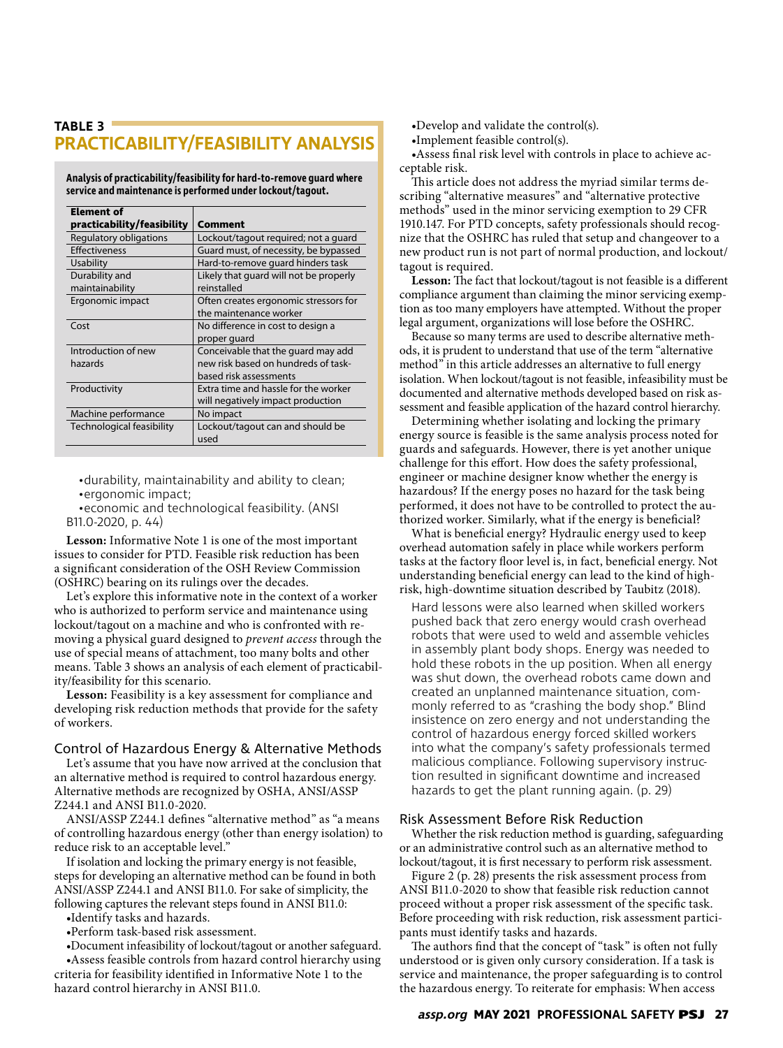## TABLE 3
## PRACTICABILITY/FEASIBILITY ANALYSIS

**Analysis of practicability/feasibility for hard-to-remove guard where service and maintenance is performed under lockout/tagout.**

| Element of practicability/feasibility | Comment |
|---|---|
| Regulatory obligations | Lockout/tagout required; not a guard |
| Effectiveness | Guard must, of necessity, be bypassed |
| Usability | Hard-to-remove guard hinders task |
| Durability and maintainability | Likely that guard will not be properly reinstalled |
| Ergonomic impact | Often creates ergonomic stressors for the maintenance worker |
| Cost | No difference in cost to design a proper guard |
| Introduction of new hazards | Conceivable that the guard may add new risk based on hundreds of task-based risk assessments |
| Productivity | Extra time and hassle for the worker will negatively impact production |
| Machine performance | No impact |
| Technological feasibility | Lockout/tagout can and should be used |

- durability, maintainability and ability to clean;
- ergonomic impact;
- economic and technological feasibility. (ANSI B11.0-2020, p. 44)

**Lesson:** Informative Note 1 is one of the most important issues to consider for PTD. Feasible risk reduction has been a significant consideration of the OSH Review Commission (OSHRC) bearing on its rulings over the decades.

Let's explore this informative note in the context of a worker who is authorized to perform service and maintenance using lockout/tagout on a machine and who is confronted with removing a physical guard designed to *prevent access* through the use of special means of attachment, too many bolts and other means. Table 3 shows an analysis of each element of practicability/feasibility for this scenario.

**Lesson:** Feasibility is a key assessment for compliance and developing risk reduction methods that provide for the safety of workers.

### Control of Hazardous Energy & Alternative Methods

Let's assume that you have now arrived at the conclusion that an alternative method is required to control hazardous energy. Alternative methods are recognized by OSHA, ANSI/ASSP Z244.1 and ANSI B11.0-2020.

ANSI/ASSP Z244.1 defines "alternative method" as "a means of controlling hazardous energy (other than energy isolation) to reduce risk to an acceptable level."

If isolation and locking the primary energy is not feasible, steps for developing an alternative method can be found in both ANSI/ASSP Z244.1 and ANSI B11.0. For sake of simplicity, the following captures the relevant steps found in ANSI B11.0:

- Identify tasks and hazards.
- Perform task-based risk assessment.
- Document infeasibility of lockout/tagout or another safeguard.
- Assess feasible controls from hazard control hierarchy using criteria for feasibility identified in Informative Note 1 to the hazard control hierarchy in ANSI B11.0.
- Develop and validate the control(s).
- Implement feasible control(s).
- Assess final risk level with controls in place to achieve acceptable risk.

This article does not address the myriad similar terms describing "alternative measures" and "alternative protective methods" used in the minor servicing exemption to 29 CFR 1910.147. For PTD concepts, safety professionals should recognize that the OSHRC has ruled that setup and changeover to a new product run is not part of normal production, and lockout/tagout is required.

**Lesson:** The fact that lockout/tagout is not feasible is a different compliance argument than claiming the minor servicing exemption as too many employers have attempted. Without the proper legal argument, organizations will lose before the OSHRC.

Because so many terms are used to describe alternative methods, it is prudent to understand that use of the term "alternative method" in this article addresses an alternative to full energy isolation. When lockout/tagout is not feasible, infeasibility must be documented and alternative methods developed based on risk assessment and feasible application of the hazard control hierarchy.

Determining whether isolating and locking the primary energy source is feasible is the same analysis process noted for guards and safeguards. However, there is yet another unique challenge for this effort. How does the safety professional, engineer or machine designer know whether the energy is hazardous? If the energy poses no hazard for the task being performed, it does not have to be controlled to protect the authorized worker. Similarly, what if the energy is beneficial?

What is beneficial energy? Hydraulic energy used to keep overhead automation safely in place while workers perform tasks at the factory floor level is, in fact, beneficial energy. Not understanding beneficial energy can lead to the kind of high-risk, high-downtime situation described by Taubitz (2018).

> Hard lessons were also learned when skilled workers pushed back that zero energy would crash overhead robots that were used to weld and assemble vehicles in assembly plant body shops. Energy was needed to hold these robots in the up position. When all energy was shut down, the overhead robots came down and created an unplanned maintenance situation, commonly referred to as "crashing the body shop." Blind insistence on zero energy and not understanding the control of hazardous energy forced skilled workers into what the company's safety professionals termed malicious compliance. Following supervisory instruction resulted in significant downtime and increased hazards to get the plant running again. (p. 29)

### Risk Assessment Before Risk Reduction

Whether the risk reduction method is guarding, safeguarding or an administrative control such as an alternative method to lockout/tagout, it is first necessary to perform risk assessment.

Figure 2 (p. 28) presents the risk assessment process from ANSI B11.0-2020 to show that feasible risk reduction cannot proceed without a proper risk assessment of the specific task. Before proceeding with risk reduction, risk assessment participants must identify tasks and hazards.

The authors find that the concept of "task" is often not fully understood or is given only cursory consideration. If a task is service and maintenance, the proper safeguarding is to control the hazardous energy. To reiterate for emphasis: When access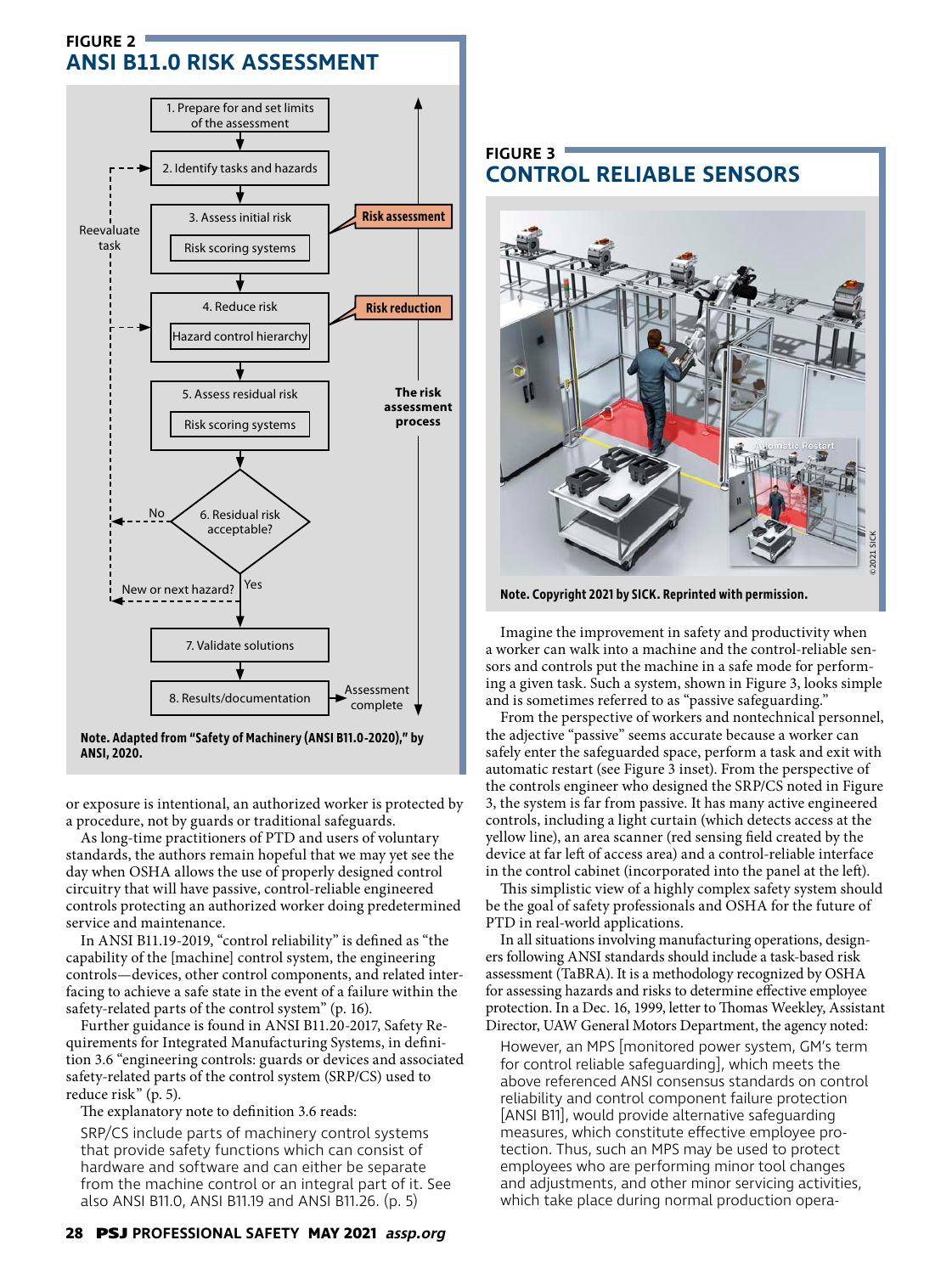**FIGURE 2**

## ANSI B11.0 RISK ASSESSMENT

1. Prepare for and set limits of the assessment
2. Identify tasks and hazards
3. Assess initial risk — Risk scoring systems
4. Reduce risk — Hazard control hierarchy
5. Assess residual risk — Risk scoring systems
6. Residual risk acceptable? (No → Reevaluate task; Yes → New or next hazard?)
7. Validate solutions
8. Results/documentation → Assessment complete

Risk assessment; Risk reduction; The risk assessment process

**Note. Adapted from "Safety of Machinery (ANSI B11.0-2020)," by ANSI, 2020.**

or exposure is intentional, an authorized worker is protected by a procedure, not by guards or traditional safeguards.

As long-time practitioners of PTD and users of voluntary standards, the authors remain hopeful that we may yet see the day when OSHA allows the use of properly designed control circuitry that will have passive, control-reliable engineered controls protecting an authorized worker doing predetermined service and maintenance.

In ANSI B11.19-2019, "control reliability" is defined as "the capability of the [machine] control system, the engineering controls—devices, other control components, and related interfacing to achieve a safe state in the event of a failure within the safety-related parts of the control system" (p. 16).

Further guidance is found in ANSI B11.20-2017, Safety Requirements for Integrated Manufacturing Systems, in definition 3.6 "engineering controls: guards or devices and associated safety-related parts of the control system (SRP/CS) used to reduce risk" (p. 5).

The explanatory note to definition 3.6 reads:

> SRP/CS include parts of machinery control systems that provide safety functions which can consist of hardware and software and can either be separate from the machine control or an integral part of it. See also ANSI B11.0, ANSI B11.19 and ANSI B11.26. (p. 5)

**FIGURE 3**

## CONTROL RELIABLE SENSORS

**Note. Copyright 2021 by SICK. Reprinted with permission.**

Imagine the improvement in safety and productivity when a worker can walk into a machine and the control-reliable sensors and controls put the machine in a safe mode for performing a given task. Such a system, shown in Figure 3, looks simple and is sometimes referred to as "passive safeguarding."

From the perspective of workers and nontechnical personnel, the adjective "passive" seems accurate because a worker can safely enter the safeguarded space, perform a task and exit with automatic restart (see Figure 3 inset). From the perspective of the controls engineer who designed the SRP/CS noted in Figure 3, the system is far from passive. It has many active engineered controls, including a light curtain (which detects access at the yellow line), an area scanner (red sensing field created by the device at far left of access area) and a control-reliable interface in the control cabinet (incorporated into the panel at the left).

This simplistic view of a highly complex safety system should be the goal of safety professionals and OSHA for the future of PTD in real-world applications.

In all situations involving manufacturing operations, designers following ANSI standards should include a task-based risk assessment (TaBRA). It is a methodology recognized by OSHA for assessing hazards and risks to determine effective employee protection. In a Dec. 16, 1999, letter to Thomas Weekley, Assistant Director, UAW General Motors Department, the agency noted:

> However, an MPS [monitored power system, GM's term for control reliable safeguarding], which meets the above referenced ANSI consensus standards on control reliability and control component failure protection [ANSI B11], would provide alternative safeguarding measures, which constitute effective employee protection. Thus, such an MPS may be used to protect employees who are performing minor tool changes and adjustments, and other minor servicing activities, which take place during normal production opera-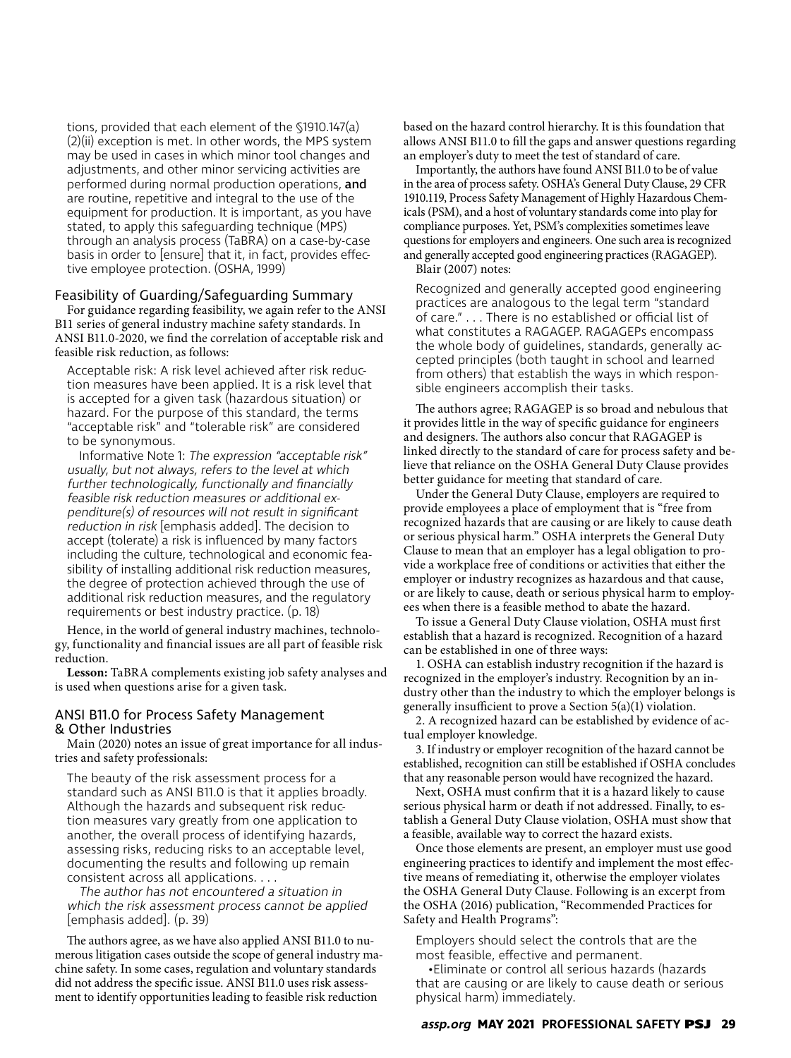tions, provided that each element of the §1910.147(a)(2)(ii) exception is met. In other words, the MPS system may be used in cases in which minor tool changes and adjustments, and other minor servicing activities are performed during normal production operations, **and** are routine, repetitive and integral to the use of the equipment for production. It is important, as you have stated, to apply this safeguarding technique (MPS) through an analysis process (TaBRA) on a case-by-case basis in order to [ensure] that it, in fact, provides effective employee protection. (OSHA, 1999)

### Feasibility of Guarding/Safeguarding Summary

For guidance regarding feasibility, we again refer to the ANSI B11 series of general industry machine safety standards. In ANSI B11.0-2020, we find the correlation of acceptable risk and feasible risk reduction, as follows:

> Acceptable risk: A risk level achieved after risk reduction measures have been applied. It is a risk level that is accepted for a given task (hazardous situation) or hazard. For the purpose of this standard, the terms "acceptable risk" and "tolerable risk" are considered to be synonymous.
>
> Informative Note 1: *The expression "acceptable risk" usually, but not always, refers to the level at which further technologically, functionally and financially feasible risk reduction measures or additional expenditure(s) of resources will not result in significant reduction in risk* [emphasis added]. The decision to accept (tolerate) a risk is influenced by many factors including the culture, technological and economic feasibility of installing additional risk reduction measures, the degree of protection achieved through the use of additional risk reduction measures, and the regulatory requirements or best industry practice. (p. 18)

Hence, in the world of general industry machines, technology, functionality and financial issues are all part of feasible risk reduction.

**Lesson:** TaBRA complements existing job safety analyses and is used when questions arise for a given task.

### ANSI B11.0 for Process Safety Management & Other Industries

Main (2020) notes an issue of great importance for all industries and safety professionals:

> The beauty of the risk assessment process for a standard such as ANSI B11.0 is that it applies broadly. Although the hazards and subsequent risk reduction measures vary greatly from one application to another, the overall process of identifying hazards, assessing risks, reducing risks to an acceptable level, documenting the results and following up remain consistent across all applications. . . .
>
> *The author has not encountered a situation in which the risk assessment process cannot be applied* [emphasis added]. (p. 39)

The authors agree, as we have also applied ANSI B11.0 to numerous litigation cases outside the scope of general industry machine safety. In some cases, regulation and voluntary standards did not address the specific issue. ANSI B11.0 uses risk assessment to identify opportunities leading to feasible risk reduction based on the hazard control hierarchy. It is this foundation that allows ANSI B11.0 to fill the gaps and answer questions regarding an employer's duty to meet the test of standard of care.

Importantly, the authors have found ANSI B11.0 to be of value in the area of process safety. OSHA's General Duty Clause, 29 CFR 1910.119, Process Safety Management of Highly Hazardous Chemicals (PSM), and a host of voluntary standards come into play for compliance purposes. Yet, PSM's complexities sometimes leave questions for employers and engineers. One such area is recognized and generally accepted good engineering practices (RAGAGEP).

Blair (2007) notes:

> Recognized and generally accepted good engineering practices are analogous to the legal term "standard of care." . . . There is no established or official list of what constitutes a RAGAGEP. RAGAGEPs encompass the whole body of guidelines, standards, generally accepted principles (both taught in school and learned from others) that establish the ways in which responsible engineers accomplish their tasks.

The authors agree; RAGAGEP is so broad and nebulous that it provides little in the way of specific guidance for engineers and designers. The authors also concur that RAGAGEP is linked directly to the standard of care for process safety and believe that reliance on the OSHA General Duty Clause provides better guidance for meeting that standard of care.

Under the General Duty Clause, employers are required to provide employees a place of employment that is "free from recognized hazards that are causing or are likely to cause death or serious physical harm." OSHA interprets the General Duty Clause to mean that an employer has a legal obligation to provide a workplace free of conditions or activities that either the employer or industry recognizes as hazardous and that cause, or are likely to cause, death or serious physical harm to employees when there is a feasible method to abate the hazard.

To issue a General Duty Clause violation, OSHA must first establish that a hazard is recognized. Recognition of a hazard can be established in one of three ways:

1. OSHA can establish industry recognition if the hazard is recognized in the employer's industry. Recognition by an industry other than the industry to which the employer belongs is generally insufficient to prove a Section 5(a)(1) violation.
2. A recognized hazard can be established by evidence of actual employer knowledge.
3. If industry or employer recognition of the hazard cannot be established, recognition can still be established if OSHA concludes that any reasonable person would have recognized the hazard.

Next, OSHA must confirm that it is a hazard likely to cause serious physical harm or death if not addressed. Finally, to establish a General Duty Clause violation, OSHA must show that a feasible, available way to correct the hazard exists.

Once those elements are present, an employer must use good engineering practices to identify and implement the most effective means of remediating it, otherwise the employer violates the OSHA General Duty Clause. Following is an excerpt from the OSHA (2016) publication, "Recommended Practices for Safety and Health Programs":

> Employers should select the controls that are the most feasible, effective and permanent.
>
> • Eliminate or control all serious hazards (hazards that are causing or are likely to cause death or serious physical harm) immediately.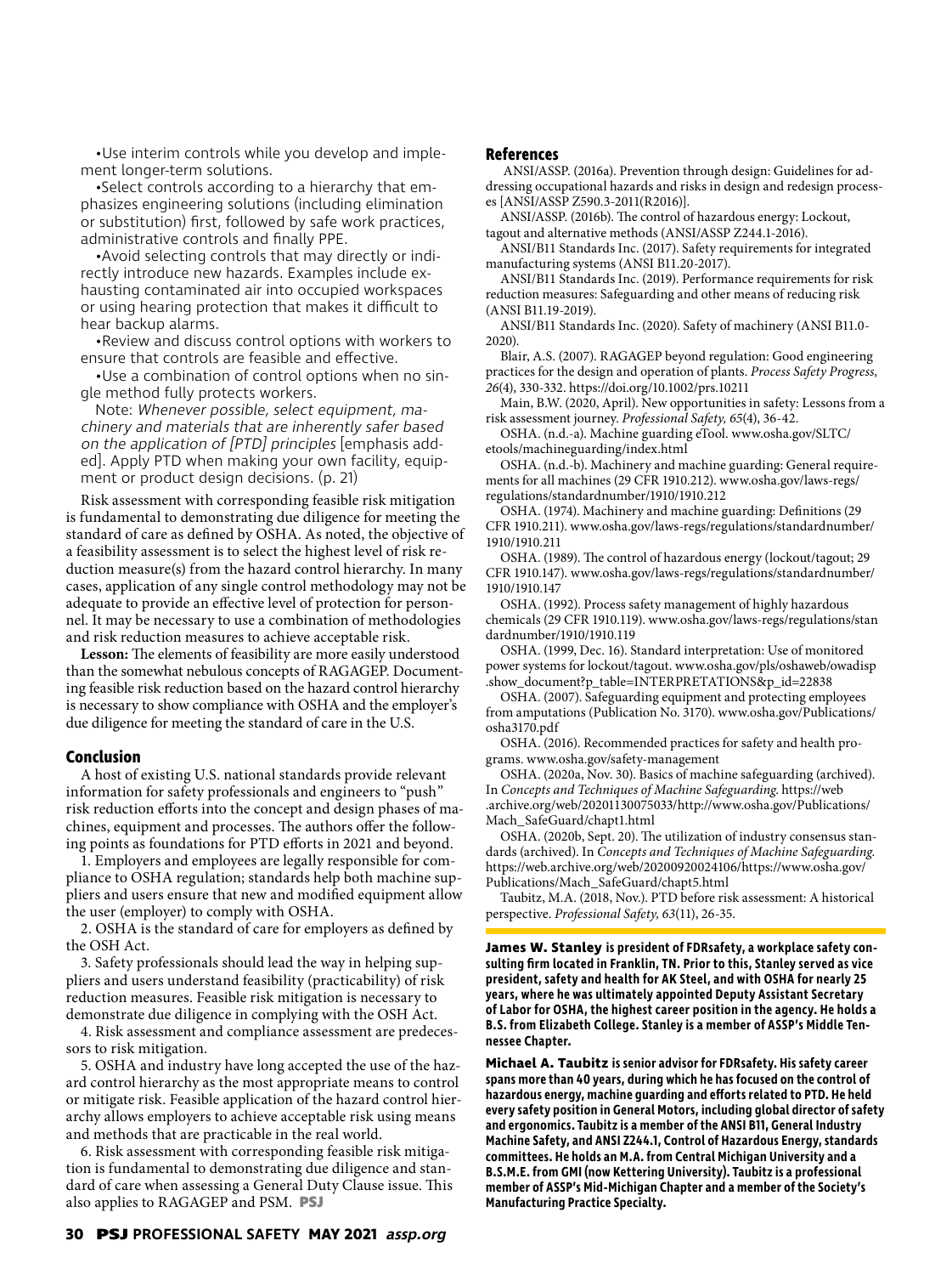•Use interim controls while you develop and implement longer-term solutions.

•Select controls according to a hierarchy that emphasizes engineering solutions (including elimination or substitution) first, followed by safe work practices, administrative controls and finally PPE.

•Avoid selecting controls that may directly or indirectly introduce new hazards. Examples include exhausting contaminated air into occupied workspaces or using hearing protection that makes it difficult to hear backup alarms.

•Review and discuss control options with workers to ensure that controls are feasible and effective.

•Use a combination of control options when no single method fully protects workers.

Note: *Whenever possible, select equipment, machinery and materials that are inherently safer based on the application of [PTD] principles* [emphasis added]. Apply PTD when making your own facility, equipment or product design decisions. (p. 21)

Risk assessment with corresponding feasible risk mitigation is fundamental to demonstrating due diligence for meeting the standard of care as defined by OSHA. As noted, the objective of a feasibility assessment is to select the highest level of risk reduction measure(s) from the hazard control hierarchy. In many cases, application of any single control methodology may not be adequate to provide an effective level of protection for personnel. It may be necessary to use a combination of methodologies and risk reduction measures to achieve acceptable risk.

**Lesson:** The elements of feasibility are more easily understood than the somewhat nebulous concepts of RAGAGEP. Documenting feasible risk reduction based on the hazard control hierarchy is necessary to show compliance with OSHA and the employer's due diligence for meeting the standard of care in the U.S.

## Conclusion

A host of existing U.S. national standards provide relevant information for safety professionals and engineers to "push" risk reduction efforts into the concept and design phases of machines, equipment and processes. The authors offer the following points as foundations for PTD efforts in 2021 and beyond.

1. Employers and employees are legally responsible for compliance to OSHA regulation; standards help both machine suppliers and users ensure that new and modified equipment allow the user (employer) to comply with OSHA.

2. OSHA is the standard of care for employers as defined by the OSH Act.

3. Safety professionals should lead the way in helping suppliers and users understand feasibility (practicability) of risk reduction measures. Feasible risk mitigation is necessary to demonstrate due diligence in complying with the OSH Act.

4. Risk assessment and compliance assessment are predecessors to risk mitigation.

5. OSHA and industry have long accepted the use of the hazard control hierarchy as the most appropriate means to control or mitigate risk. Feasible application of the hazard control hierarchy allows employers to achieve acceptable risk using means and methods that are practicable in the real world.

6. Risk assessment with corresponding feasible risk mitigation is fundamental to demonstrating due diligence and standard of care when assessing a General Duty Clause issue. This also applies to RAGAGEP and PSM. PSJ

## References

ANSI/ASSP. (2016a). Prevention through design: Guidelines for addressing occupational hazards and risks in design and redesign processes [ANSI/ASSP Z590.3-2011(R2016)].

ANSI/ASSP. (2016b). The control of hazardous energy: Lockout, tagout and alternative methods (ANSI/ASSP Z244.1-2016).

ANSI/B11 Standards Inc. (2017). Safety requirements for integrated manufacturing systems (ANSI B11.20-2017).

ANSI/B11 Standards Inc. (2019). Performance requirements for risk reduction measures: Safeguarding and other means of reducing risk (ANSI B11.19-2019).

ANSI/B11 Standards Inc. (2020). Safety of machinery (ANSI B11.0-2020).

Blair, A.S. (2007). RAGAGEP beyond regulation: Good engineering practices for the design and operation of plants. *Process Safety Progress, 26*(4), 330-332. https://doi.org/10.1002/prs.10211

Main, B.W. (2020, April). New opportunities in safety: Lessons from a risk assessment journey. *Professional Safety, 65*(4), 36-42.

OSHA. (n.d.-a). Machine guarding eTool. www.osha.gov/SLTC/etools/machineguarding/index.html

OSHA. (n.d.-b). Machinery and machine guarding: General requirements for all machines (29 CFR 1910.212). www.osha.gov/laws-regs/regulations/standardnumber/1910/1910.212

OSHA. (1974). Machinery and machine guarding: Definitions (29 CFR 1910.211). www.osha.gov/laws-regs/regulations/standardnumber/1910/1910.211

OSHA. (1989). The control of hazardous energy (lockout/tagout; 29 CFR 1910.147). www.osha.gov/laws-regs/regulations/standardnumber/1910/1910.147

OSHA. (1992). Process safety management of highly hazardous chemicals (29 CFR 1910.119). www.osha.gov/laws-regs/regulations/standardnumber/1910/1910.119

OSHA. (1999, Dec. 16). Standard interpretation: Use of monitored power systems for lockout/tagout. www.osha.gov/pls/oshaweb/owadisp.show_document?p_table=INTERPRETATIONS&p_id=22838

OSHA. (2007). Safeguarding equipment and protecting employees from amputations (Publication No. 3170). www.osha.gov/Publications/osha3170.pdf

OSHA. (2016). Recommended practices for safety and health programs. www.osha.gov/safety-management

OSHA. (2020a, Nov. 30). Basics of machine safeguarding (archived). In *Concepts and Techniques of Machine Safeguarding.* https://web.archive.org/web/20201130075033/http://www.osha.gov/Publications/Mach_SafeGuard/chapt1.html

OSHA. (2020b, Sept. 20). The utilization of industry consensus standards (archived). In *Concepts and Techniques of Machine Safeguarding.* https://web.archive.org/web/20200920024106/https://www.osha.gov/Publications/Mach_SafeGuard/chapt5.html

Taubitz, M.A. (2018, Nov.). PTD before risk assessment: A historical perspective. *Professional Safety, 63*(11), 26-35.

**James W. Stanley is president of FDRsafety, a workplace safety consulting firm located in Franklin, TN. Prior to this, Stanley served as vice president, safety and health for AK Steel, and with OSHA for nearly 25 years, where he was ultimately appointed Deputy Assistant Secretary of Labor for OSHA, the highest career position in the agency. He holds a B.S. from Elizabeth College. Stanley is a member of ASSP's Middle Tennessee Chapter.**

**Michael A. Taubitz is senior advisor for FDRsafety. His safety career spans more than 40 years, during which he has focused on the control of hazardous energy, machine guarding and efforts related to PTD. He held every safety position in General Motors, including global director of safety and ergonomics. Taubitz is a member of the ANSI B11, General Industry Machine Safety, and ANSI Z244.1, Control of Hazardous Energy, standards committees. He holds an M.A. from Central Michigan University and a B.S.M.E. from GMI (now Kettering University). Taubitz is a professional member of ASSP's Mid-Michigan Chapter and a member of the Society's Manufacturing Practice Specialty.**